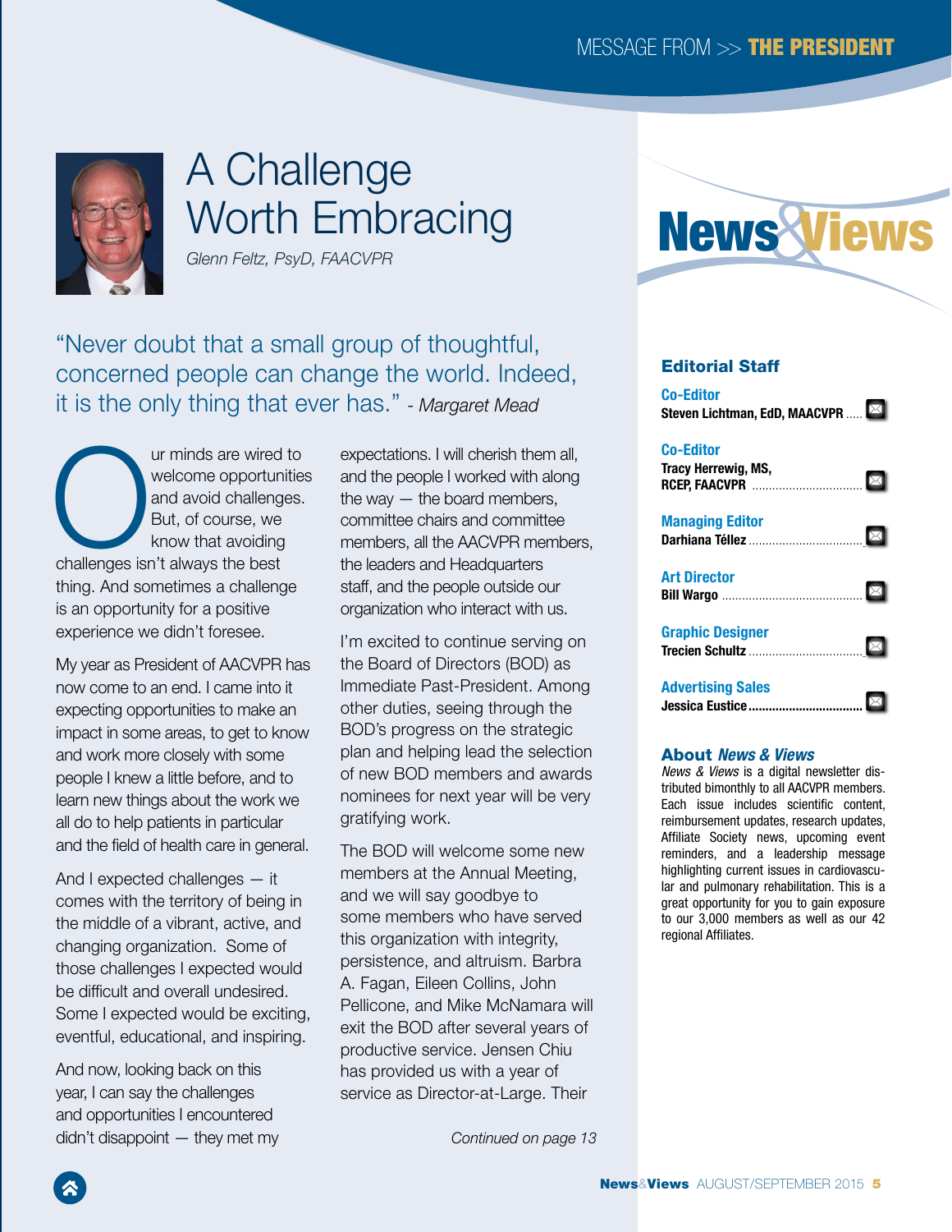# A Challenge Worth Embracing

*Glenn Feltz, PsyD, FAACVPR*

"Never doubt that a small group of thoughtful, concerned people can change the world. Indeed, it is the only thing that ever has." - *Margaret Mead*

Our minds are wired to welcome opportunities and avoid challenges. But, of course, we know that avoiding challenges isn't always the best thing. And sometimes a challenge is an opportunity for a positive experience we didn't foresee.

My year as President of AACVPR has now come to an end. I came into it expecting opportunities to make an impact in some areas, to get to know and work more closely with some people I knew a little before, and to learn new things about the work we all do to help patients in particular and the field of health care in general.

And I expected challenges — it comes with the territory of being in the middle of a vibrant, active, and changing organization. Some of those challenges I expected would be difficult and overall undesired. Some I expected would be exciting, eventful, educational, and inspiring.

And now, looking back on this year, I can say the challenges and opportunities I encountered didn't disappoint — they met my expectations. I will cherish them all, and the people I worked with along the way — the board members, committee chairs and committee members, all the AACVPR members, the leaders and Headquarters staff, and the people outside our organization who interact with us.

I'm excited to continue serving on the Board of Directors (BOD) as Immediate Past-President. Among other duties, seeing through the BOD's progress on the strategic plan and helping lead the selection of new BOD members and awards nominees for next year will be very gratifying work.

The BOD will welcome some new members at the Annual Meeting, and we will say goodbye to some members who have served this organization with integrity, persistence, and altruism. Barbra A. Fagan, Eileen Collins, John Pellicone, and Mike McNamara will exit the BOD after several years of productive service. Jensen Chiu has provided us with a year of service as Director-at-Large. Their

*Continued on page 13*

## Editorial Staff

**Co-Editor**
Steven Lichtman, EdD, MAACVPR

**Co-Editor**
Tracy Herrewig, MS, RCEP, FAACVPR

**Managing Editor**
Darhiana Téllez

**Art Director**
Bill Wargo

**Graphic Designer**
Trecien Schultz

**Advertising Sales**
Jessica Eustice

## About *News & Views*

*News & Views* is a digital newsletter distributed bimonthly to all AACVPR members. Each issue includes scientific content, reimbursement updates, research updates, Affiliate Society news, upcoming event reminders, and a leadership message highlighting current issues in cardiovascular and pulmonary rehabilitation. This is a great opportunity for you to gain exposure to our 3,000 members as well as our 42 regional Affiliates.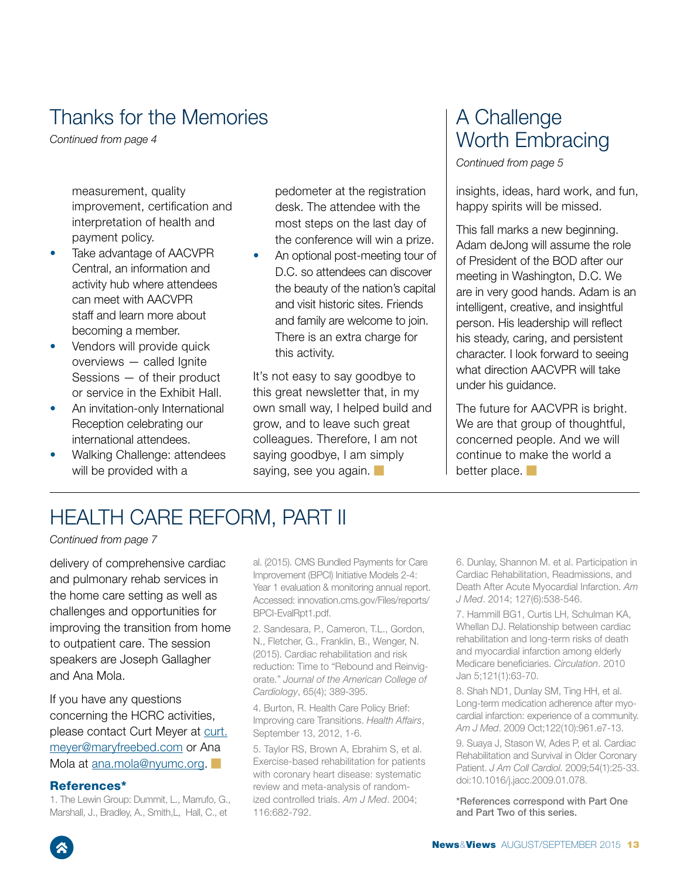## Thanks for the Memories

*Continued from page 4*

measurement, quality improvement, certification and interpretation of health and payment policy.

- Take advantage of AACVPR Central, an information and activity hub where attendees can meet with AACVPR staff and learn more about becoming a member.
- Vendors will provide quick overviews — called Ignite Sessions — of their product or service in the Exhibit Hall.
- An invitation-only International Reception celebrating our international attendees.
- Walking Challenge: attendees will be provided with a pedometer at the registration desk. The attendee with the most steps on the last day of the conference will win a prize.
- An optional post-meeting tour of D.C. so attendees can discover the beauty of the nation's capital and visit historic sites. Friends and family are welcome to join. There is an extra charge for this activity.

It's not easy to say goodbye to this great newsletter that, in my own small way, I helped build and grow, and to leave such great colleagues. Therefore, I am not saying goodbye, I am simply saying, see you again.

## A Challenge Worth Embracing

*Continued from page 5*

insights, ideas, hard work, and fun, happy spirits will be missed.

This fall marks a new beginning. Adam deJong will assume the role of President of the BOD after our meeting in Washington, D.C. We are in very good hands. Adam is an intelligent, creative, and insightful person. His leadership will reflect his steady, caring, and persistent character. I look forward to seeing what direction AACVPR will take under his guidance.

The future for AACVPR is bright. We are that group of thoughtful, concerned people. And we will continue to make the world a better place.

## HEALTH CARE REFORM, PART II

*Continued from page 7*

delivery of comprehensive cardiac and pulmonary rehab services in the home care setting as well as challenges and opportunities for improving the transition from home to outpatient care. The session speakers are Joseph Gallagher and Ana Mola.

If you have any questions concerning the HCRC activities, please contact Curt Meyer at curt.meyer@maryfreebed.com or Ana Mola at ana.mola@nyumc.org.

### References*

1. The Lewin Group: Dummit, L., Marrufo, G., Marshall, J., Bradley, A., Smith,L, Hall, C., et al. (2015). CMS Bundled Payments for Care Improvement (BPCI) Initiative Models 2-4: Year 1 evaluation & monitoring annual report. Accessed: innovation.cms.gov/Files/reports/BPCI-EvalRpt1.pdf.
2. Sandesara, P., Cameron, T.L., Gordon, N., Fletcher, G., Franklin, B., Wenger, N. (2015). Cardiac rehabilitation and risk reduction: Time to "Rebound and Reinvigorate." *Journal of the American College of Cardiology*, 65(4); 389-395.
4. Burton, R. Health Care Policy Brief: Improving care Transitions. *Health Affairs*, September 13, 2012, 1-6.
5. Taylor RS, Brown A, Ebrahim S, et al. Exercise-based rehabilitation for patients with coronary heart disease: systematic review and meta-analysis of randomized controlled trials. *Am J Med*. 2004; 116:682-792.
6. Dunlay, Shannon M. et al. Participation in Cardiac Rehabilitation, Readmissions, and Death After Acute Myocardial Infarction. *Am J Med*. 2014; 127(6):538-546.
7. Hammill BG1, Curtis LH, Schulman KA, Whellan DJ. Relationship between cardiac rehabilitation and long-term risks of death and myocardial infarction among elderly Medicare beneficiaries. *Circulation*. 2010 Jan 5;121(1):63-70.
8. Shah ND1, Dunlay SM, Ting HH, et al. Long-term medication adherence after myocardial infarction: experience of a community. *Am J Med*. 2009 Oct;122(10):961.e7-13.
9. Suaya J, Stason W, Ades P, et al. Cardiac Rehabilitation and Survival in Older Coronary Patient. *J Am Coll Cardiol.* 2009;54(1):25-33. doi:10.1016/j.jacc.2009.01.078.

**\*References correspond with Part One and Part Two of this series.**